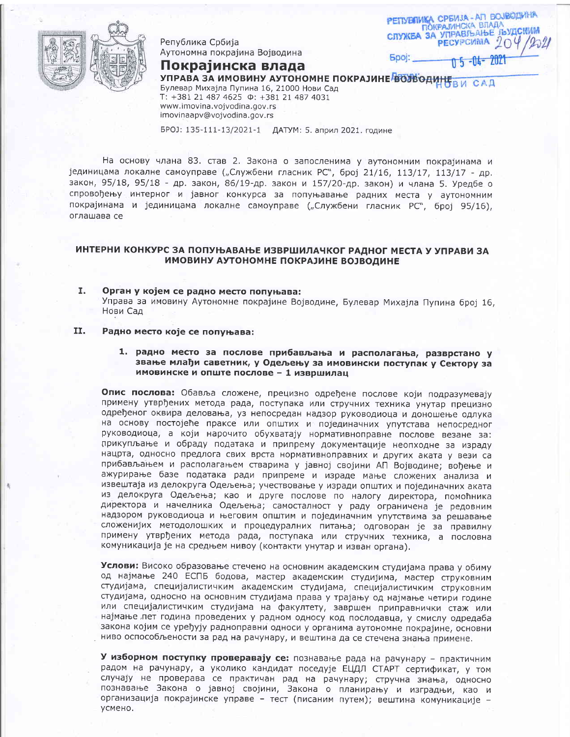Република Србија
Аутономна покрајина Војводина

**Покрајинска влада**

**УПРАВА ЗА ИМОВИНУ АУТОНОМНЕ ПОКРАЈИНЕ ВОЈВОДИНЕ**

Булевар Михајла Пупина 16, 21000 Нови Сад
Т: +381 21 487 4625 Ф: +381 21 487 4031
www.imovina.vojvodina.gov.rs
imovinaapv@vojvodina.gov.rs

РЕПУБЛИКА СРБИЈА - АП ВОЈВОДИНА
ПОКРАЈИНСКА ВЛАДА
СЛУЖБА ЗА УПРАВЉАЊЕ ЉУДСКИМ РЕСУРСИМА
Број: 204/2021
Датум: 05-04-2021
НОВИ САД

БРОЈ: 135-111-13/2021-1 ДАТУМ: 5. април 2021. године

На основу члана 83. став 2. Закона о запосленима у аутономним покрајинама и јединицама локалне самоуправе („Службени гласник РС", број 21/16, 113/17, 113/17 - др. закон, 95/18, 95/18 - др. закон, 86/19-др. закон и 157/20-др. закон) и члана 5. Уредбе о спровођењу интерног и јавног конкурса за попуњавање радних места у аутономним покрајинама и јединицама локалне самоуправе („Службени гласник РС", број 95/16), оглашава се

## ИНТЕРНИ КОНКУРС ЗА ПОПУЊАВАЊЕ ИЗВРШИЛАЧКОГ РАДНОГ МЕСТА У УПРАВИ ЗА ИМОВИНУ АУТОНОМНЕ ПОКРАЈИНЕ ВОЈВОДИНЕ

**I. Орган у којем се радно место попуњава:**
Управа за имовину Аутономне покрајине Војводине, Булевар Михајла Пупина број 16, Нови Сад

**II. Радно место које се попуњава:**

**1. радно место за послове прибављања и располагања, разврстано у звање млађи саветник, у Одељењу за имовински поступак у Сектору за имовинске и опште послове – 1 извршилац**

**Опис послова:** Обавља сложене, прецизно одређене послове који подразумевају примену утврђених метода рада, поступака или стручних техника унутар прецизно одређеног оквира деловања, уз непосредан надзор руководиоца и доношење одлука на основу постојеће праксе или општих и појединачних упутстава непосредног руководиоца, а који нарочито обухватају нормативноправне послове везане за: прикупљање и обраду података и припрему документације неопходне за израду нацрта, односно предлога свих врста нормативноправних и других аката у вези са прибављањем и располагањем стварима у јавној својини АП Војводине; вођење и ажурирање базе података ради припреме и израде мање сложених анализа и извештаја из делокруга Одељења; учествовање у изради општих и појединачних аката из делокруга Одељења; као и друге послове по налогу директора, помоћника директора и начелника Одељења; самосталност у раду ограничена је редовним надзором руководиоца и његовим општим и појединачним упутствима за решавање сложенијих методолошких и процедуралних питања; одговоран је за правилну примену утврђених метода рада, поступака или стручних техника, а пословна комуникација је на средњем нивоу (контакти унутар и изван органа).

**Услови:** Високо образовање стечено на основним академским студијама права у обиму од најмање 240 ЕСПБ бодова, мастер академским студијима, мастер струковним студијама, специјалистичким академским студијама, специјалистичким струковним студијама, односно на основним студијама права у трајању од најмање четири године или специјалистичким студијама на факултету, завршен приправнички стаж или најмање пет година проведених у радном односу код послодавца, у смислу одредаба закона којим се уређују радноправни односи у органима аутономне покрајине, основни ниво оспособљености за рад на рачунару, и вештина да се стечена знања примене.

**У изборном поступку проверавају се:** познавање рада на рачунару – практичним радом на рачунару, а уколико кандидат поседује ЕЦДЛ СТАРТ сертификат, у том случају не проверава се практичан рад на рачунару; стручна знања, односно познавање Закона о јавној својини, Закона о планирању и изградњи, као и организација покрајинске управе – тест (писаним путем); вештина комуникације – усмено.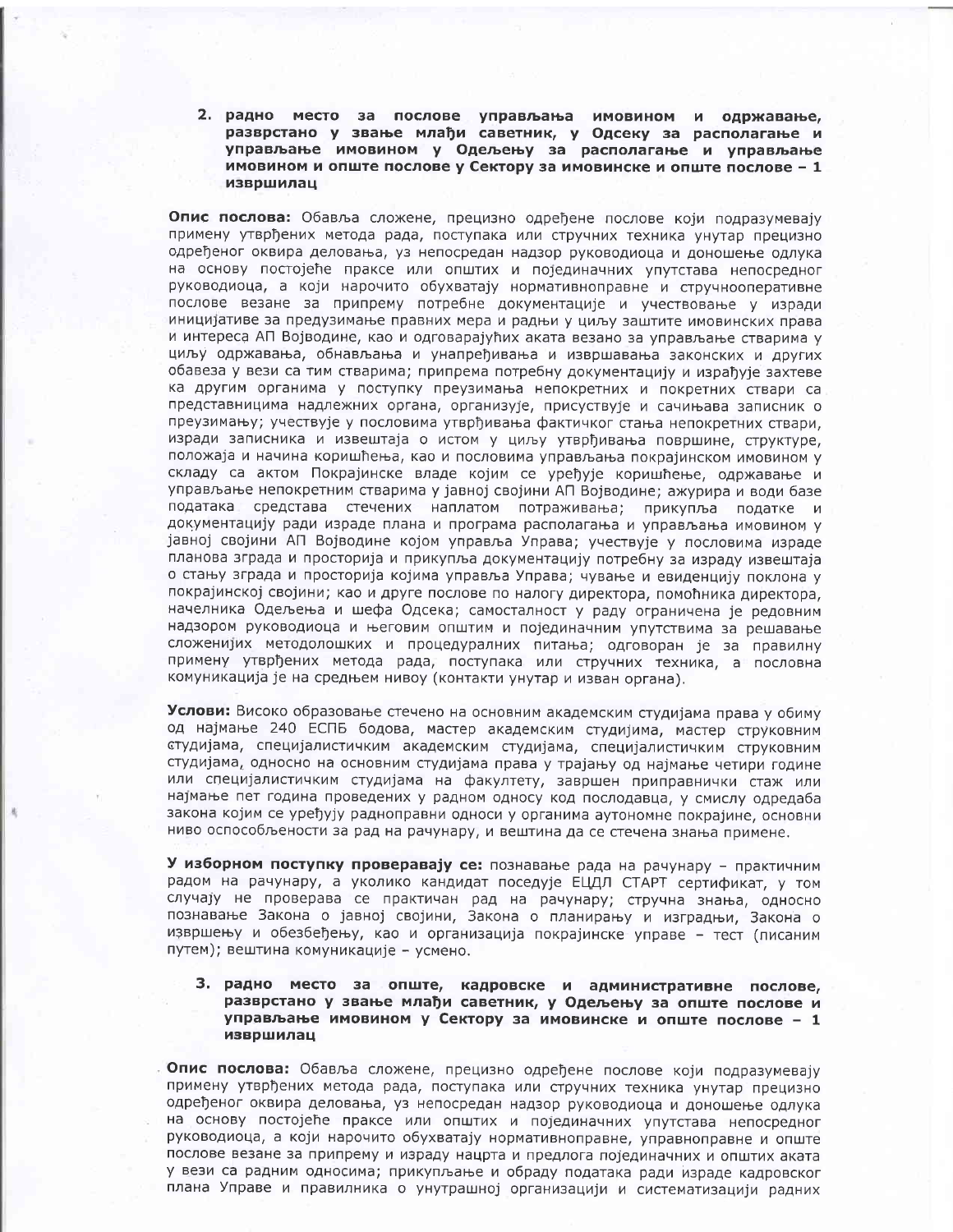2. **радно место за послове управљања имовином и одржавање, разврстано у звање млађи саветник, у Одсеку за располагање и управљање имовином у Одељењу за располагање и управљање имовином и опште послове у Сектору за имовинске и опште послове – 1 извршилац**

**Опис послова:** Обавља сложене, прецизно одређене послове који подразумевају примену утврђених метода рада, поступака или стручних техника унутар прецизно одређеног оквира деловања, уз непосредан надзор руководиоца и доношење одлука на основу постојеће праксе или општих и појединачних упутстава непосредног руководиоца, а који нарочито обухватају нормативноправне и стручнооперативне послове везане за припрему потребне документације и учествовање у изради иницијативе за предузимање правних мера и радњи у циљу заштите имовинских права и интереса АП Војводине, као и одговарајућих аката везано за управљање стварима у циљу одржавања, обнављања и унапређивања и извршавања законских и других обавеза у вези са тим стварима; припрема потребну документацију и израђује захтеве ка другим органима у поступку преузимања непокретних и покретних ствари са представницима надлежних органа, организује, присуствује и сачињава записник о преузимању; учествује у пословима утврђивања фактичког стања непокретних ствари, изради записника и извештаја о истом у циљу утврђивања површине, структуре, положаја и начина коришћења, као и пословима управљања покрајинском имовином у складу са актом Покрајинске владе којим се уређује коришћење, одржавање и управљање непокретним стварима у јавној својини АП Војводине; ажурира и води базе података средстава стечених наплатом потраживања; прикупља податке и документацију ради израде плана и програма располагања и управљања имовином у јавној својини АП Војводине којом управља Управа; учествује у пословима израде планова зграда и просторија и прикупља документацију потребну за израду извештаја о стању зграда и просторија којима управља Управа; чување и евиденцију поклона у покрајинској својини; као и друге послове по налогу директора, помоћника директора, начелника Одељења и шефа Одсека; самосталност у раду ограничена је редовним надзором руководиоца и његовим општим и појединачним упутствима за решавање сложенијих методолошких и процедуралних питања; одговоран је за правилну примену утврђених метода рада, поступака или стручних техника, а пословна комуникација је на средњем нивоу (контакти унутар и изван органа).

**Услови:** Високо образовање стечено на основним академским студијама права у обиму од најмање 240 ЕСПБ бодова, мастер академским студијима, мастер струковним студијама, специјалистичким академским студијама, специјалистичким струковним студијама, односно на основним студијама права у трајању од најмање четири године или специјалистичким студијама на факултету, завршен приправнички стаж или најмање пет година проведених у радном односу код послодавца, у смислу одредаба закона којим се уређују радноправни односи у органима аутономне покрајине, основни ниво оспособљености за рад на рачунару, и вештина да се стечена знања примене.

**У изборном поступку проверавају се:** познавање рада на рачунару – практичним радом на рачунару, а уколико кандидат поседује ЕЦДЛ СТАРТ сертификат, у том случају не проверава се практичан рад на рачунару; стручна знања, односно познавање Закона о јавној својини, Закона о планирању и изградњи, Закона о извршењу и обезбеђењу, као и организација покрајинске управе – тест (писаним путем); вештина комуникације – усмено.

3. **радно место за опште, кадровске и административне послове, разврстано у звање млађи саветник, у Одељењу за опште послове и управљање имовином у Сектору за имовинске и опште послове – 1 извршилац**

**Опис послова:** Обавља сложене, прецизно одређене послове који подразумевају примену утврђених метода рада, поступака или стручних техника унутар прецизно одређеног оквира деловања, уз непосредан надзор руководиоца и доношење одлука на основу постојеће праксе или општих и појединачних упутстава непосредног руководиоца, а који нарочито обухватају нормативноправне, управноправне и опште послове везане за припрему и израду нацрта и предлога појединачних и општих аката у вези са радним односима; прикупљање и обраду података ради израде кадровског плана Управе и правилника о унутрашњој организацији и систематизацији радних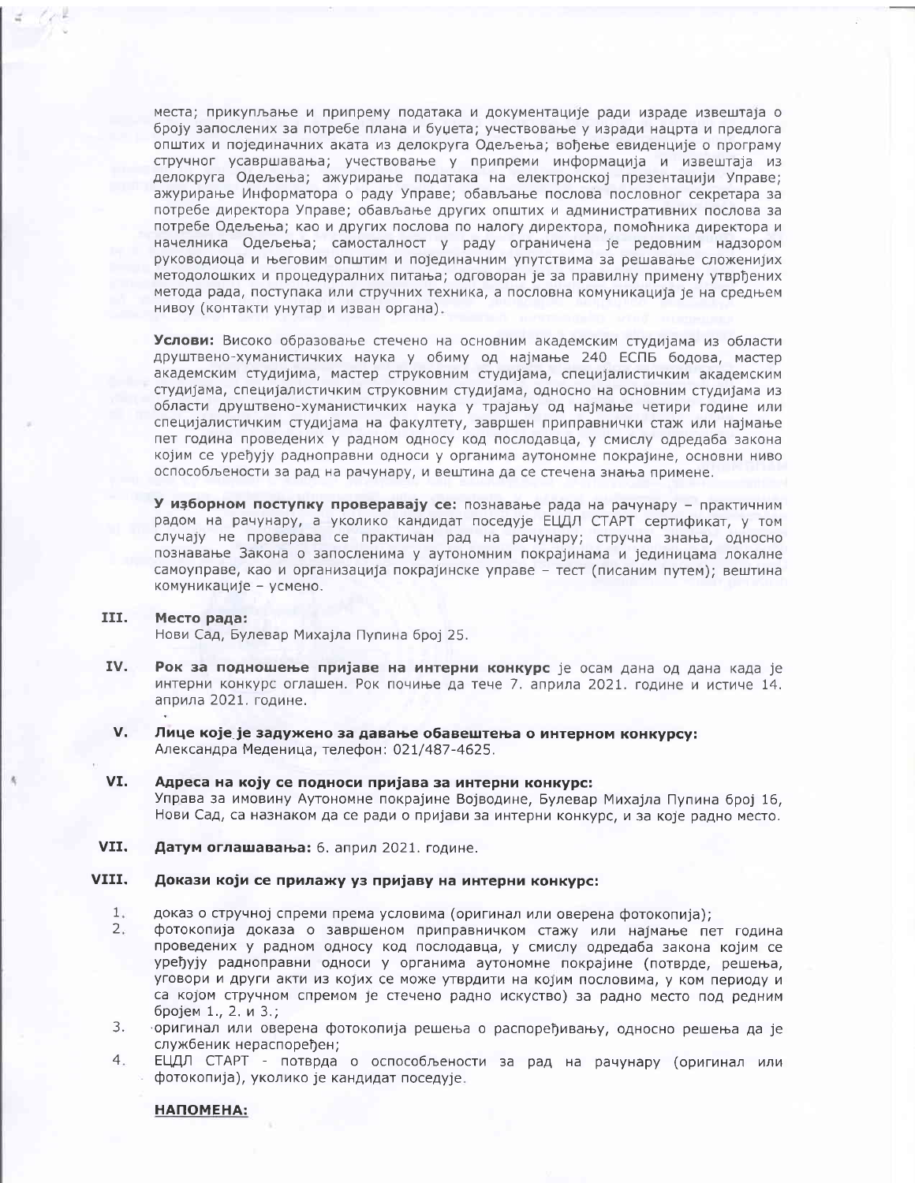места; прикупљање и припрему података и документације ради израде извештаја о броју запослених за потребе плана и буџета; учествовање у изради нацрта и предлога општих и појединачних аката из делокруга Одељења; вођење евиденције о програму стручног усавршавања; учествовање у припреми информација и извештаја из делокруга Одељења; ажурирање података на електронској презентацији Управе; ажурирање Информатора о раду Управе; обављање послова пословног секретара за потребе директора Управе; обављање других општих и административних послова за потребе Одељења; као и других послова по налогу директора, помоћника директора и начелника Одељења; самосталност у раду ограничена је редовним надзором руководиоца и његовим општим и појединачним упутствима за решавање сложенијих методолошких и процедуралних питања; одговоран је за правилну примену утврђених метода рада, поступака или стручних техника, а пословна комуникација је на средњем нивоу (контакти унутар и изван органа).

**Услови:** Високо образовање стечено на основним академским студијама из области друштвено-хуманистичких наука у обиму од најмање 240 ЕСПБ бодова, мастер академским студијима, мастер струковним студијама, специјалистичким академским студијама, специјалистичким струковним студијама, односно на основним студијама из области друштвено-хуманистичких наука у трајању од најмање четири године или специјалистичким студијама на факултету, завршен приправнички стаж или најмање пет година проведених у радном односу код послодавца, у смислу одредаба закона којим се уређују радноправни односи у органима аутономне покрајине, основни ниво оспособљености за рад на рачунару, и вештина да се стечена знања примене.

**У изборном поступку проверавају се:** познавање рада на рачунару – практичним радом на рачунару, а уколико кандидат поседује ЕЦДЛ СТАРТ сертификат, у том случају не проверава се практичан рад на рачунару; стручна знања, односно познавање Закона о запосленима у аутономним покрајинама и јединицама локалне самоуправе, као и организација покрајинске управе – тест (писаним путем); вештина комуникације – усмено.

**III. Место рада:**
Нови Сад, Булевар Михајла Пупина број 25.

**IV. Рок за подношење пријаве на интерни конкурс** је осам дана од дана када је интерни конкурс оглашен. Рок почиње да тече 7. априла 2021. године и истиче 14. априла 2021. године.

**V. Лице које је задужено за давање обавештења о интерном конкурсу:**
Александра Меденица, телефон: 021/487-4625.

**VI. Адреса на коју се подноси пријава за интерни конкурс:**
Управа за имовину Аутономне покрајине Војводине, Булевар Михајла Пупина број 16, Нови Сад, са назнаком да се ради о пријави за интерни конкурс, и за које радно место.

**VII. Датум оглашавања:** 6. април 2021. године.

**VIII. Докази који се прилажу уз пријаву на интерни конкурс:**

1. доказ о стручној спреми према условима (оригинал или оверена фотокопија);
2. фотокопија доказа о завршеном приправничком стажу или најмање пет година проведених у радном односу код послодавца, у смислу одредаба закона којим се уређују радноправни односи у органима аутономне покрајине (потврде, решења, уговори и други акти из којих се може утврдити на којим пословима, у ком периоду и са којом стручном спремом је стечено радно искуство) за радно место под редним бројем 1., 2. и 3.;
3. оригинал или оверена фотокопија решења о распоређивању, односно решења да је службеник нераспоређен;
4. ЕЦДЛ СТАРТ - потврда о оспособљености за рад на рачунару (оригинал или фотокопија), уколико је кандидат поседује.

**НАПОМЕНА:**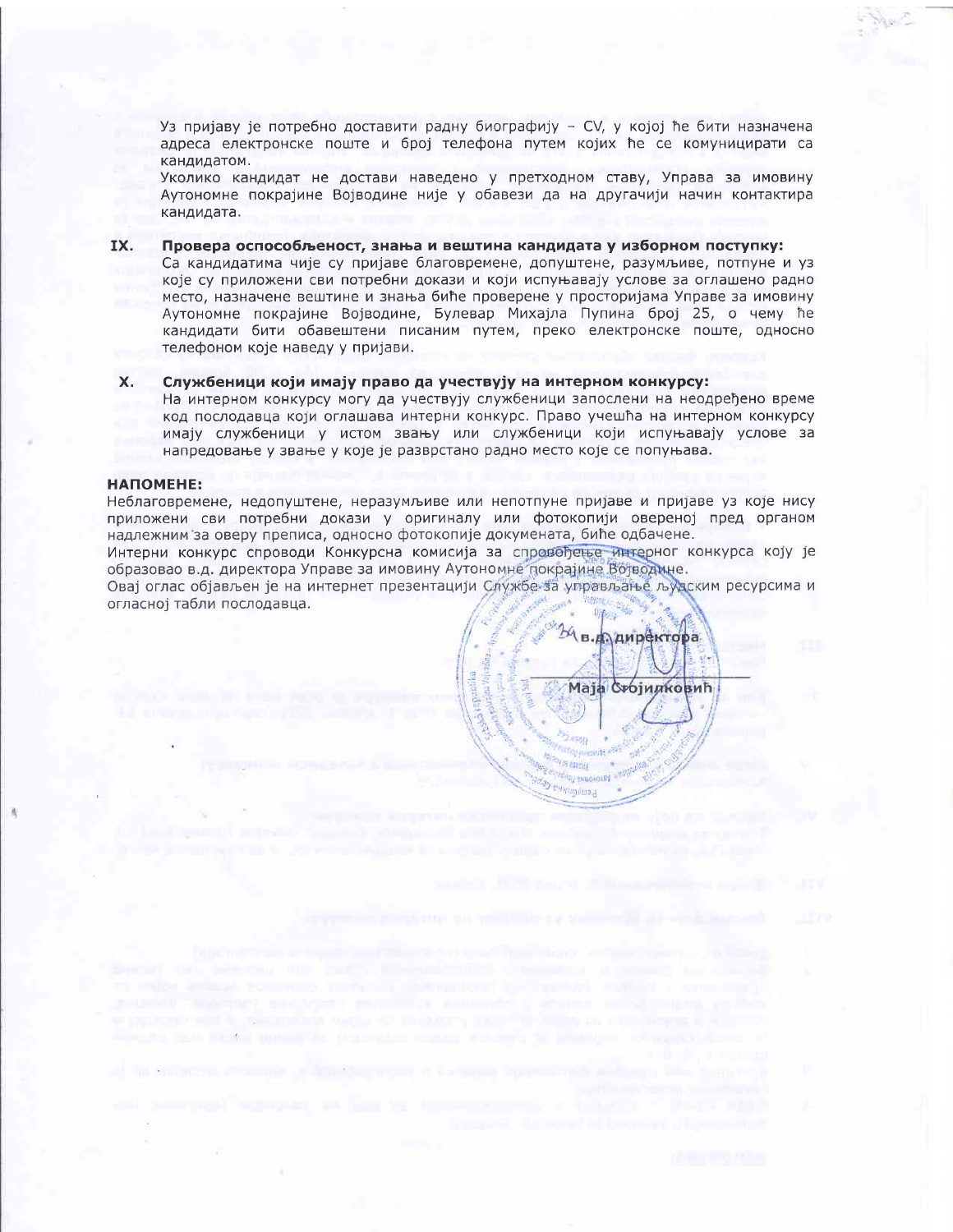Уз пријаву је потребно доставити радну биографију – CV, у којој ће бити назначена адреса електронске поште и број телефона путем којих ће се комуницирати са кандидатом.

Уколико кандидат не достави наведено у претходном ставу, Управа за имовину Аутономне покрајине Војводине није у обавези да на другачији начин контактира кандидата.

**IX. Провера оспособљеност, знања и вештина кандидата у изборном поступку:**

Са кандидатима чије су пријаве благовремене, допуштене, разумљиве, потпуне и уз које су приложени сви потребни докази и који испуњавају услове за оглашено радно место, назначене вештине и знања биће проверене у просторијама Управе за имовину Аутономне покрајине Војводине, Булевар Михајла Пупина број 25, о чему ће кандидати бити обавештени писаним путем, преко електронске поште, односно телефоном које наведу у пријави.

**X. Службеници који имају право да учествују на интерном конкурсу:**

На интерном конкурсу могу да учествују службеници запослени на неодређено време код послодавца који оглашава интерни конкурс. Право учешћа на интерном конкурсу имају службеници у истом звању или службеници који испуњавају услове за напредовање у звање у које је разврстано радно место које се попуњава.

**НАПОМЕНЕ:**

Неблаговремене, недопуштене, неразумљиве или непотпуне пријаве и пријаве уз које нису приложени сви потребни докази у оригиналу или фотокопији овереној пред органом надлежним за оверу преписа, односно фотокопије докумената, биће одбачене.

Интерни конкурс спроводи Конкурсна комисија за спровођење интерног конкурса коју је образовао в.д. директора Управе за имовину Аутономне покрајине Војводине.

Овај оглас објављен је на интернет презентацији Службе за управљање људским ресурсима и огласној табли послодавца.

в.д. директора

Маја Стојилковић